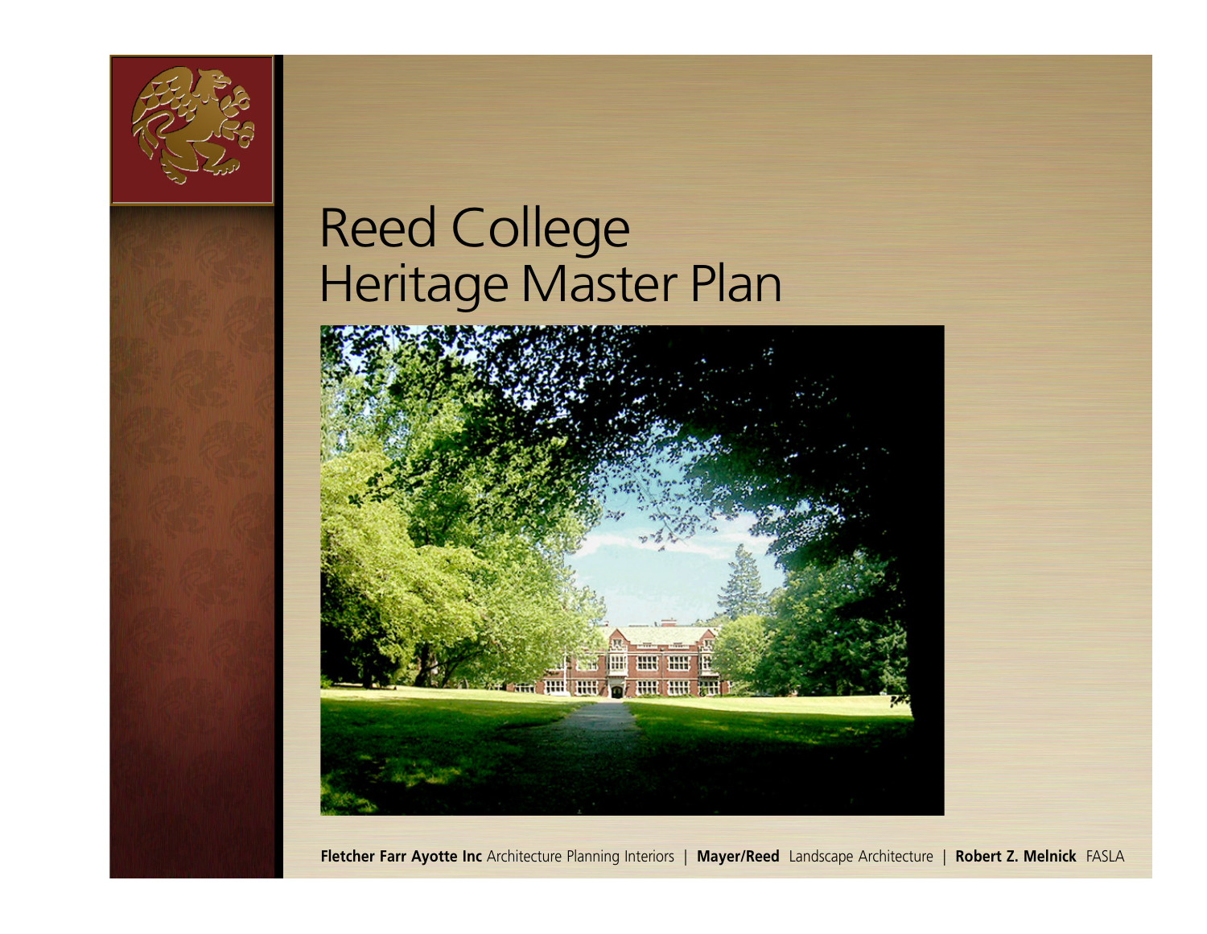# Reed College
# Heritage Master Plan

**Fletcher Farr Ayotte Inc** Architecture Planning Interiors | **Mayer/Reed** Landscape Architecture | **Robert Z. Melnick** FASLA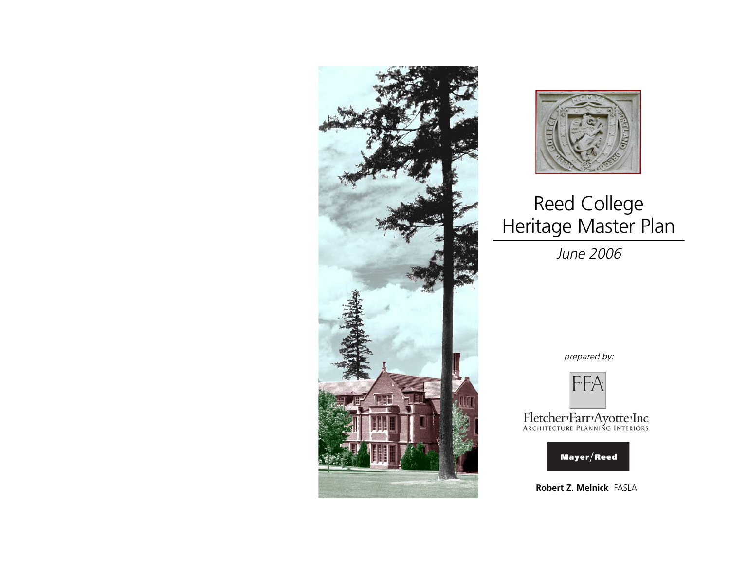# Reed College Heritage Master Plan

*June 2006*

*prepared by:*

F·F·A

Fletcher·Farr·Ayotte·Inc
ARCHITECTURE PLANNING INTERIORS

Mayer/Reed

**Robert Z. Melnick** FASLA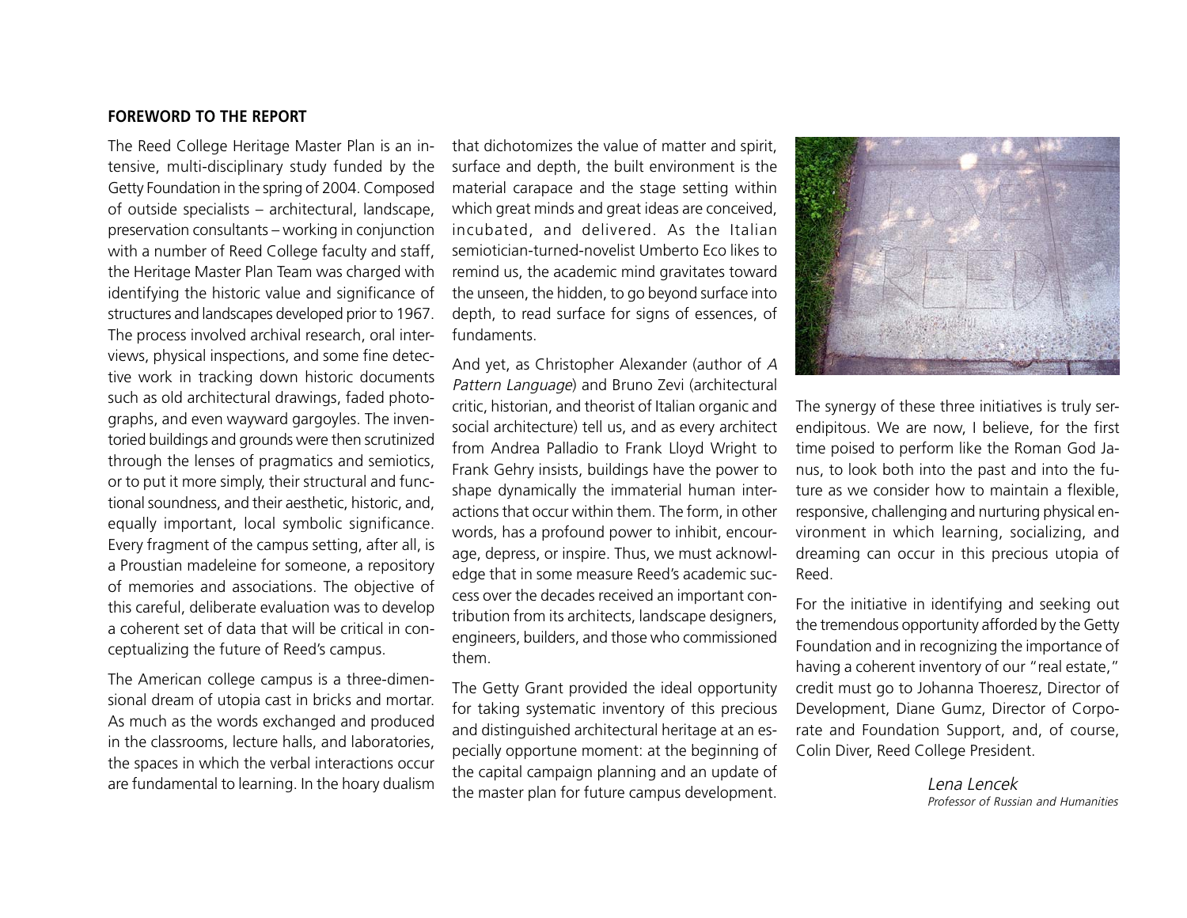**FOREWORD TO THE REPORT**

The Reed College Heritage Master Plan is an intensive, multi-disciplinary study funded by the Getty Foundation in the spring of 2004. Composed of outside specialists – architectural, landscape, preservation consultants – working in conjunction with a number of Reed College faculty and staff, the Heritage Master Plan Team was charged with identifying the historic value and significance of structures and landscapes developed prior to 1967. The process involved archival research, oral interviews, physical inspections, and some fine detective work in tracking down historic documents such as old architectural drawings, faded photographs, and even wayward gargoyles. The inventoried buildings and grounds were then scrutinized through the lenses of pragmatics and semiotics, or to put it more simply, their structural and functional soundness, and their aesthetic, historic, and, equally important, local symbolic significance. Every fragment of the campus setting, after all, is a Proustian madeleine for someone, a repository of memories and associations. The objective of this careful, deliberate evaluation was to develop a coherent set of data that will be critical in conceptualizing the future of Reed's campus.

The American college campus is a three-dimensional dream of utopia cast in bricks and mortar. As much as the words exchanged and produced in the classrooms, lecture halls, and laboratories, the spaces in which the verbal interactions occur are fundamental to learning. In the hoary dualism that dichotomizes the value of matter and spirit, surface and depth, the built environment is the material carapace and the stage setting within which great minds and great ideas are conceived, incubated, and delivered. As the Italian semiotician-turned-novelist Umberto Eco likes to remind us, the academic mind gravitates toward the unseen, the hidden, to go beyond surface into depth, to read surface for signs of essences, of fundaments.

And yet, as Christopher Alexander (author of *A Pattern Language*) and Bruno Zevi (architectural critic, historian, and theorist of Italian organic and social architecture) tell us, and as every architect from Andrea Palladio to Frank Lloyd Wright to Frank Gehry insists, buildings have the power to shape dynamically the immaterial human interactions that occur within them. The form, in other words, has a profound power to inhibit, encourage, depress, or inspire. Thus, we must acknowledge that in some measure Reed's academic success over the decades received an important contribution from its architects, landscape designers, engineers, builders, and those who commissioned them.

The Getty Grant provided the ideal opportunity for taking systematic inventory of this precious and distinguished architectural heritage at an especially opportune moment: at the beginning of the capital campaign planning and an update of the master plan for future campus development.

The synergy of these three initiatives is truly serendipitous. We are now, I believe, for the first time poised to perform like the Roman God Janus, to look both into the past and into the future as we consider how to maintain a flexible, responsive, challenging and nurturing physical environment in which learning, socializing, and dreaming can occur in this precious utopia of Reed.

For the initiative in identifying and seeking out the tremendous opportunity afforded by the Getty Foundation and in recognizing the importance of having a coherent inventory of our "real estate," credit must go to Johanna Thoeresz, Director of Development, Diane Gumz, Director of Corporate and Foundation Support, and, of course, Colin Diver, Reed College President.

*Lena Lencek*
*Professor of Russian and Humanities*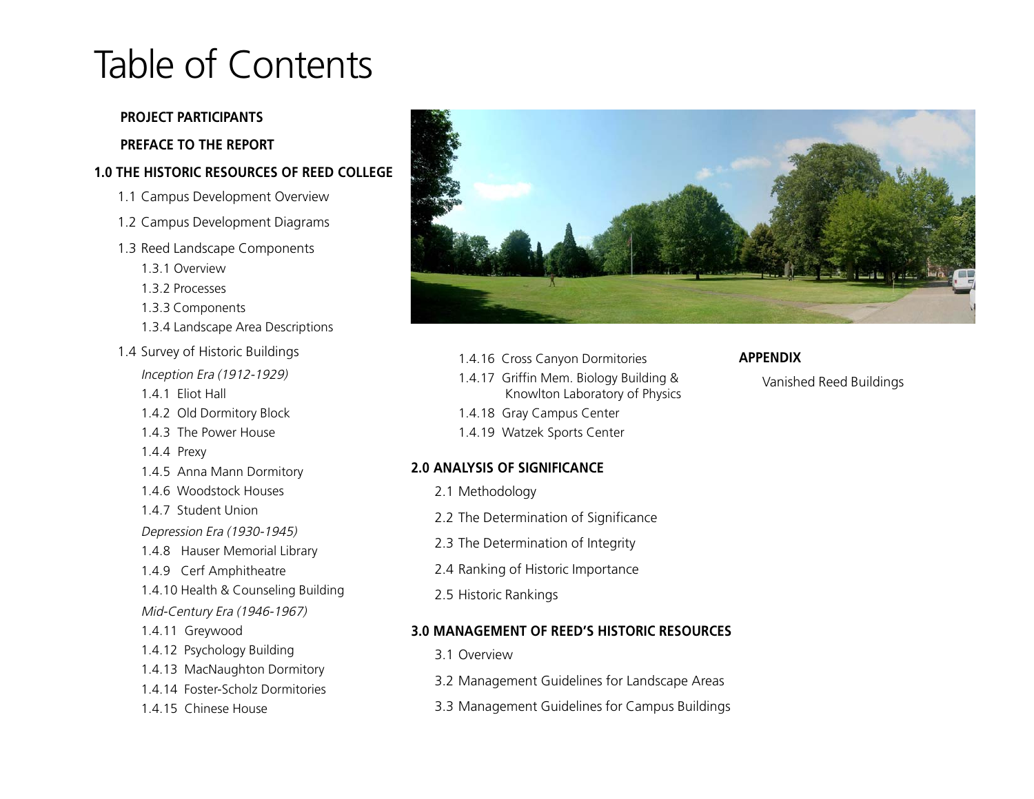# Table of Contents

**PROJECT PARTICIPANTS**

**PREFACE TO THE REPORT**

**1.0 THE HISTORIC RESOURCES OF REED COLLEGE**

- 1.1 Campus Development Overview
- 1.2 Campus Development Diagrams
- 1.3 Reed Landscape Components
  - 1.3.1 Overview
  - 1.3.2 Processes
  - 1.3.3 Components
  - 1.3.4 Landscape Area Descriptions
- 1.4 Survey of Historic Buildings
  - *Inception Era (1912-1929)*
  - 1.4.1 Eliot Hall
  - 1.4.2 Old Dormitory Block
  - 1.4.3 The Power House
  - 1.4.4 Prexy
  - 1.4.5 Anna Mann Dormitory
  - 1.4.6 Woodstock Houses
  - 1.4.7 Student Union
  - *Depression Era (1930-1945)*
  - 1.4.8 Hauser Memorial Library
  - 1.4.9 Cerf Amphitheatre
  - 1.4.10 Health & Counseling Building
  - *Mid-Century Era (1946-1967)*
  - 1.4.11 Greywood
  - 1.4.12 Psychology Building
  - 1.4.13 MacNaughton Dormitory
  - 1.4.14 Foster-Scholz Dormitories
  - 1.4.15 Chinese House
  - 1.4.16 Cross Canyon Dormitories
  - 1.4.17 Griffin Mem. Biology Building & Knowlton Laboratory of Physics
  - 1.4.18 Gray Campus Center
  - 1.4.19 Watzek Sports Center

**2.0 ANALYSIS OF SIGNIFICANCE**

- 2.1 Methodology
- 2.2 The Determination of Significance
- 2.3 The Determination of Integrity
- 2.4 Ranking of Historic Importance
- 2.5 Historic Rankings

**3.0 MANAGEMENT OF REED'S HISTORIC RESOURCES**

- 3.1 Overview
- 3.2 Management Guidelines for Landscape Areas
- 3.3 Management Guidelines for Campus Buildings

**APPENDIX**

- Vanished Reed Buildings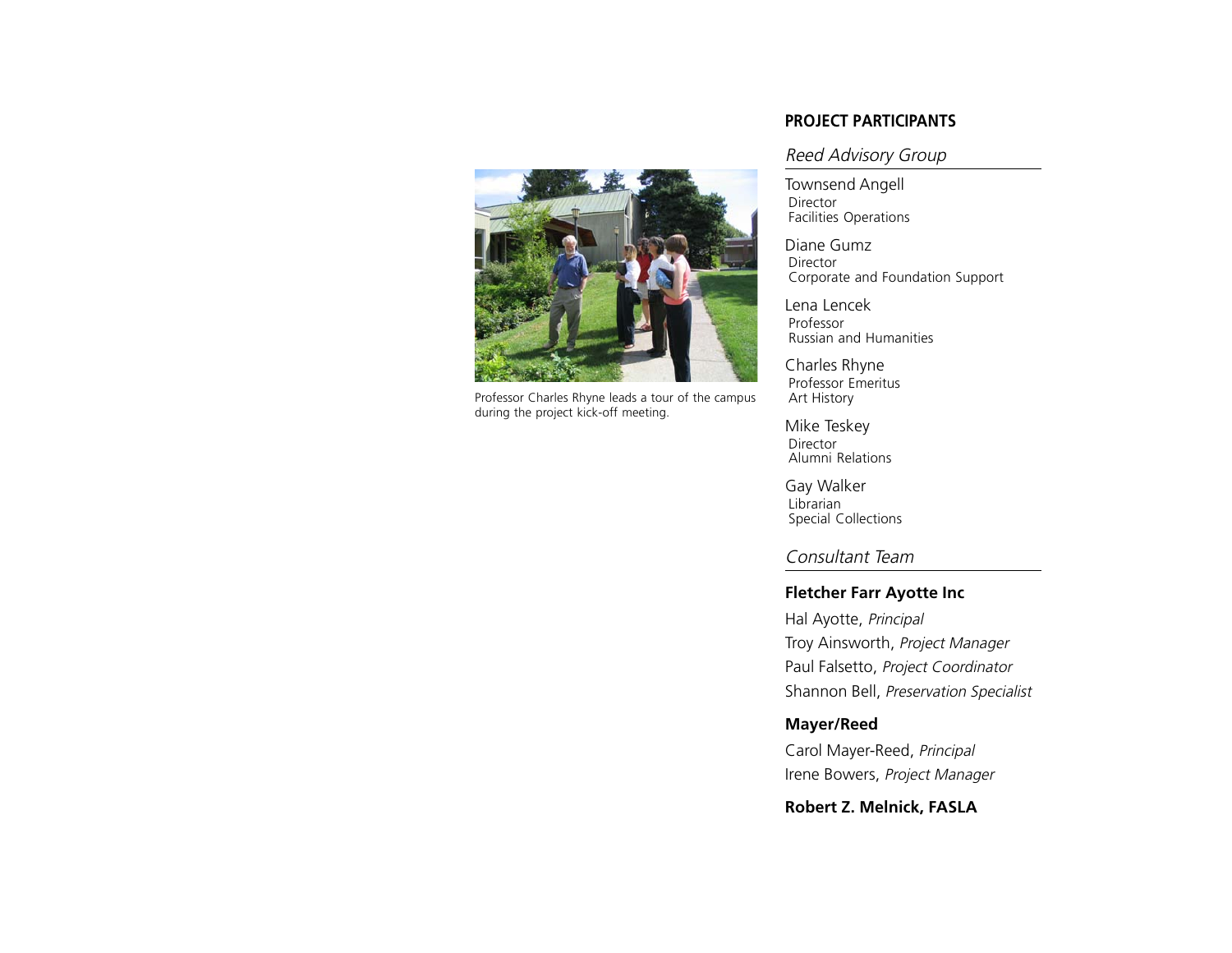Professor Charles Rhyne leads a tour of the campus during the project kick-off meeting.

## PROJECT PARTICIPANTS

### *Reed Advisory Group*

Townsend Angell
Director
Facilities Operations

Diane Gumz
Director
Corporate and Foundation Support

Lena Lencek
Professor
Russian and Humanities

Charles Rhyne
Professor Emeritus
Art History

Mike Teskey
Director
Alumni Relations

Gay Walker
Librarian
Special Collections

### *Consultant Team*

**Fletcher Farr Ayotte Inc**

Hal Ayotte, *Principal*

Troy Ainsworth, *Project Manager*

Paul Falsetto, *Project Coordinator*

Shannon Bell, *Preservation Specialist*

**Mayer/Reed**

Carol Mayer-Reed, *Principal*

Irene Bowers, *Project Manager*

**Robert Z. Melnick, FASLA**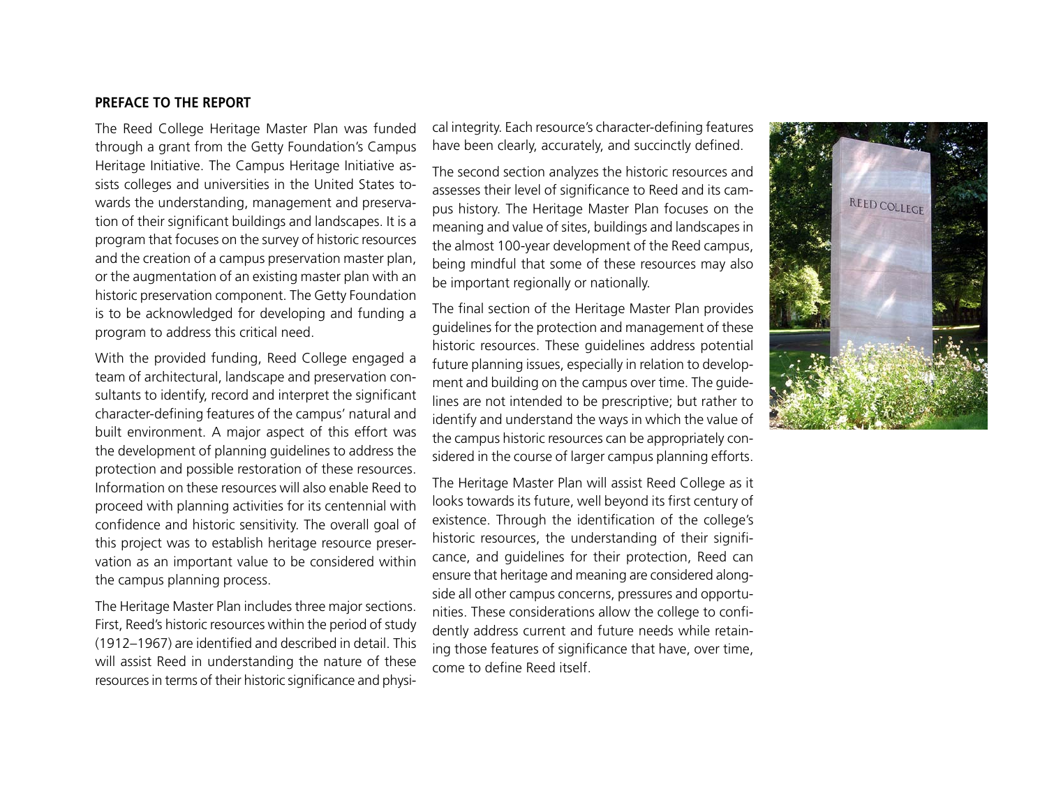## PREFACE TO THE REPORT

The Reed College Heritage Master Plan was funded through a grant from the Getty Foundation's Campus Heritage Initiative. The Campus Heritage Initiative assists colleges and universities in the United States towards the understanding, management and preservation of their significant buildings and landscapes. It is a program that focuses on the survey of historic resources and the creation of a campus preservation master plan, or the augmentation of an existing master plan with an historic preservation component. The Getty Foundation is to be acknowledged for developing and funding a program to address this critical need.

With the provided funding, Reed College engaged a team of architectural, landscape and preservation consultants to identify, record and interpret the significant character-defining features of the campus' natural and built environment. A major aspect of this effort was the development of planning guidelines to address the protection and possible restoration of these resources. Information on these resources will also enable Reed to proceed with planning activities for its centennial with confidence and historic sensitivity. The overall goal of this project was to establish heritage resource preservation as an important value to be considered within the campus planning process.

The Heritage Master Plan includes three major sections. First, Reed's historic resources within the period of study (1912–1967) are identified and described in detail. This will assist Reed in understanding the nature of these resources in terms of their historic significance and physical integrity. Each resource's character-defining features have been clearly, accurately, and succinctly defined.

The second section analyzes the historic resources and assesses their level of significance to Reed and its campus history. The Heritage Master Plan focuses on the meaning and value of sites, buildings and landscapes in the almost 100-year development of the Reed campus, being mindful that some of these resources may also be important regionally or nationally.

The final section of the Heritage Master Plan provides guidelines for the protection and management of these historic resources. These guidelines address potential future planning issues, especially in relation to development and building on the campus over time. The guidelines are not intended to be prescriptive; but rather to identify and understand the ways in which the value of the campus historic resources can be appropriately considered in the course of larger campus planning efforts.

The Heritage Master Plan will assist Reed College as it looks towards its future, well beyond its first century of existence. Through the identification of the college's historic resources, the understanding of their significance, and guidelines for their protection, Reed can ensure that heritage and meaning are considered alongside all other campus concerns, pressures and opportunities. These considerations allow the college to confidently address current and future needs while retaining those features of significance that have, over time, come to define Reed itself.